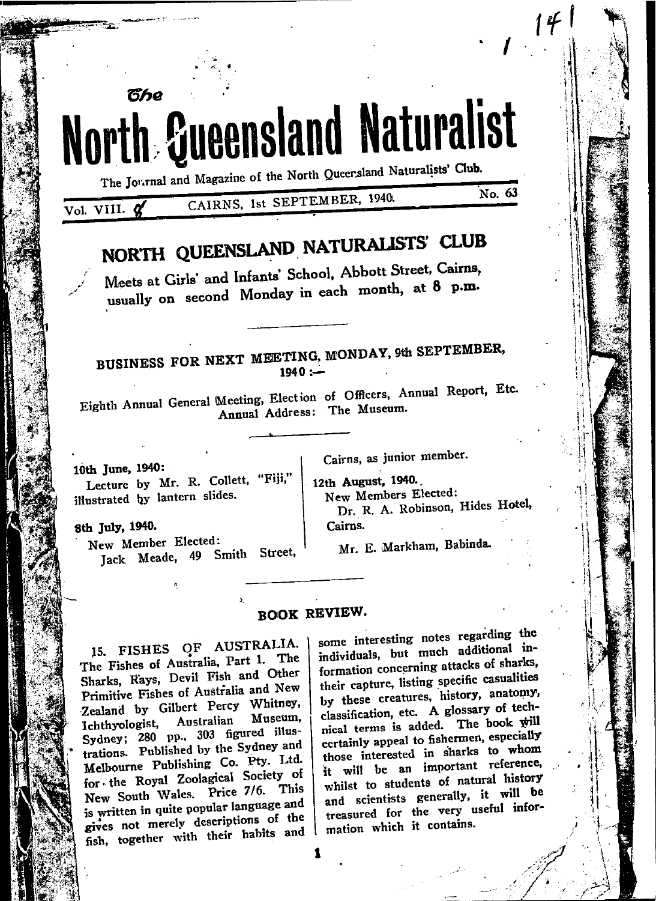The

# North Queensland Naturalist

The Journal and Magazine of the North Queensland Naturalists' Club.

Vol. VIII. CAIRNS, 1st SEPTEMBER, 1940. No. 63

## NORTH QUEENSLAND NATURALISTS' CLUB

Meets at Girls' and Infants' School, Abbott Street, Cairns, usually on second Monday in each month, at 8 p.m.

---

### BUSINESS FOR NEXT MEETING, MONDAY, 9th SEPTEMBER, 1940:—

Eighth Annual General Meeting, Election of Officers, Annual Report, Etc. Annual Address: The Museum.

---

**10th June, 1940:**
Lecture by Mr. R. Collett, "Fiji," illustrated by lantern slides.

**8th July, 1940.**
New Member Elected:
Jack Meade, 49 Smith Street, Cairns, as junior member.

**12th August, 1940.**
New Members Elected:
Dr. R. A. Robinson, Hides Hotel, Cairns.
Mr. E. Markham, Babinda.

---

### BOOK REVIEW.

15. FISHES OF AUSTRALIA. The Fishes of Australia, Part 1. The Sharks, Rays, Devil Fish and Other Primitive Fishes of Australia and New Zealand by Gilbert Percy Whitney, Ichthyologist, Australian Museum, Sydney; 280 pp., 303 figured illustrations. Published by the Sydney and Melbourne Publishing Co. Pty. Ltd. for the Royal Zoological Society of New South Wales. Price 7/6. This is written in quite popular language and gives not merely descriptions of the fish, together with their habits and some interesting notes regarding the individuals, but much additional information concerning attacks of sharks, their capture, listing specific casualities by these creatures, history, anatomy, classification, etc. A glossary of technical terms is added. The book will certainly appeal to fishermen, especially those interested in sharks to whom it will be an important reference, whilst to students of natural history and scientists generally, it will be treasured for the very useful information which it contains.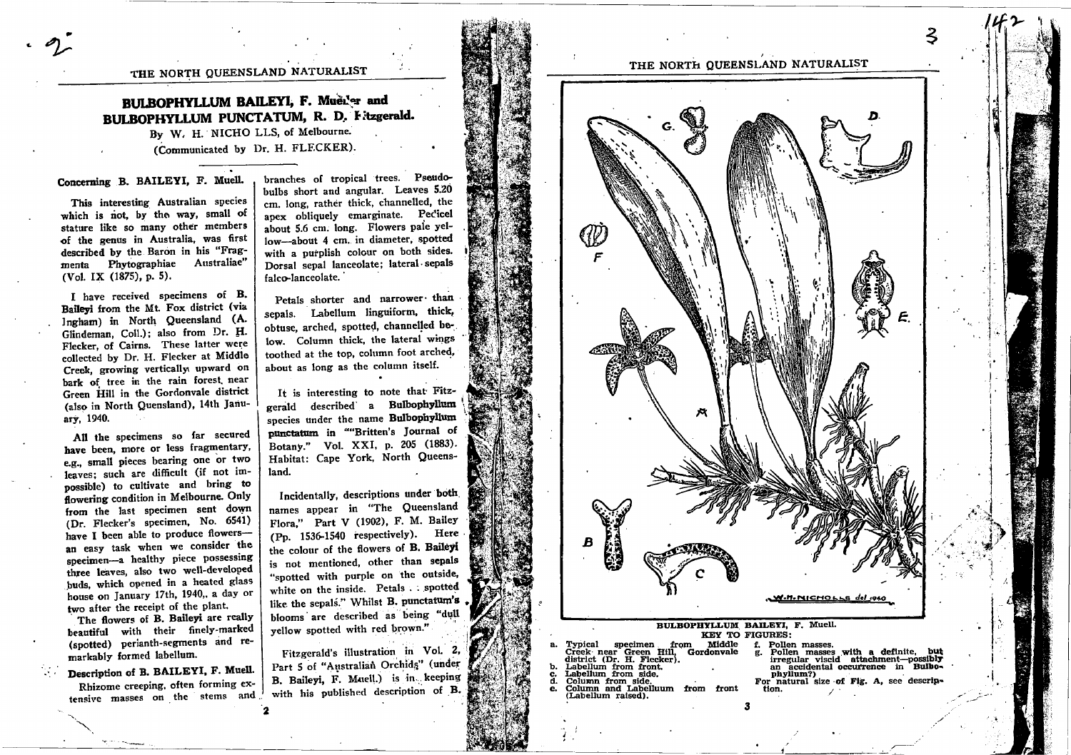# BULBOPHYLLUM BAILEYI, F. Mueller and BULBOPHYLLUM PUNCTATUM, R. D. Fitzgerald.

By W. H. NICHOLLS, of Melbourne.

(Communicated by Dr. H. FLECKER).

## Concerning B. BAILEYI, F. Muell.

This interesting Australian species which is not, by the way, small of stature like so many other members of the genus in Australia, was first described by the Baron in his "Fragmenta Phytographiae Australiae" (Vol. IX (1875), p. 5).

I have received specimens of B. Baileyi from the Mt. Fox district (via Ingham) in North Queensland (A. Glindeman, Coll.); also from Dr. H. Flecker, of Cairns. These latter were collected by Dr. H. Flecker at Middle Creek, growing vertically upward on bark of tree in the rain forest, near Green Hill in the Gordonvale district (also in North Queensland), 14th January, 1940.

All the specimens so far secured have been, more or less fragmentary, e.g., small pieces bearing one or two leaves; such are difficult (if not impossible) to cultivate and bring to flowering condition in Melbourne. Only from the last specimen sent down (Dr. Flecker's specimen, No. 6541) have I been able to produce flowers—an easy task when we consider the specimen—a healthy piece possessing three leaves, also two well-developed buds, which opened in a heated glass house on January 17th, 1940,, a day or two after the receipt of the plant.

The flowers of B. Baileyi are really beautiful with their finely-marked (spotted) perianth-segments and remarkably formed labellum.

## Description of B. BAILEYI, F. Muell.

Rhizome creeping, often forming extensive masses on the stems and branches of tropical trees. Pseudobulbs short and angular. Leaves 5.20 cm. long, rather thick, channelled, the apex obliquely emarginate. Pedicel about 5.6 cm. long. Flowers pale yellow—about 4 cm. in diameter, spotted with a purplish colour on both sides. Dorsal sepal lanceolate; lateral sepals falco-lanceolate.

Petals shorter and narrower than sepals. Labellum linguiform, thick, obtuse, arched, spotted, channelled below. Column thick, the lateral wings toothed at the top, column foot arched, about as long as the column itself.

It is interesting to note that Fitzgerald described a **Bulbophyllum** species under the name **Bulbophyllum punctatum** in ""Britten's Journal of Botany." Vol. XXI, p. 205 (1883). Habitat: Cape York, North Queensland.

Incidentally, descriptions under both names appear in "The Queensland Flora," Part V (1902), F. M. Bailey (Pp. 1536-1540 respectively). Here the colour of the flowers of B. Baileyi is not mentioned, other than sepals "spotted with purple on the outside, white on the inside. Petals . . spotted like the sepals." Whilst B. punctatum's blooms are described as being "dull yellow spotted with red brown."

Fitzgerald's illustration in Vol. 2, Part 5 of "Australian Orchids" (under B. Baileyi, F. Muell.) is in keeping with his published description of B.

W. H. NICHOLLS del 1940

**BULBOPHYLLUM BAILEYI, F. Muell.**

KEY TO FIGURES:

a. Typical specimen from Middle Creek near Green Hill, Gordonvale district (Dr. H. Flecker).
b. Labellum from front.
c. Labellum from side.
d. Column from side.
e. Column and Labellum from front (Labellum raised).
f. Pollen masses.
g. Pollen masses with a definite, but irregular viscid attachment—possibly an accidental occurrence in Bulbophyllum?)

For natural size of Fig. A, see description.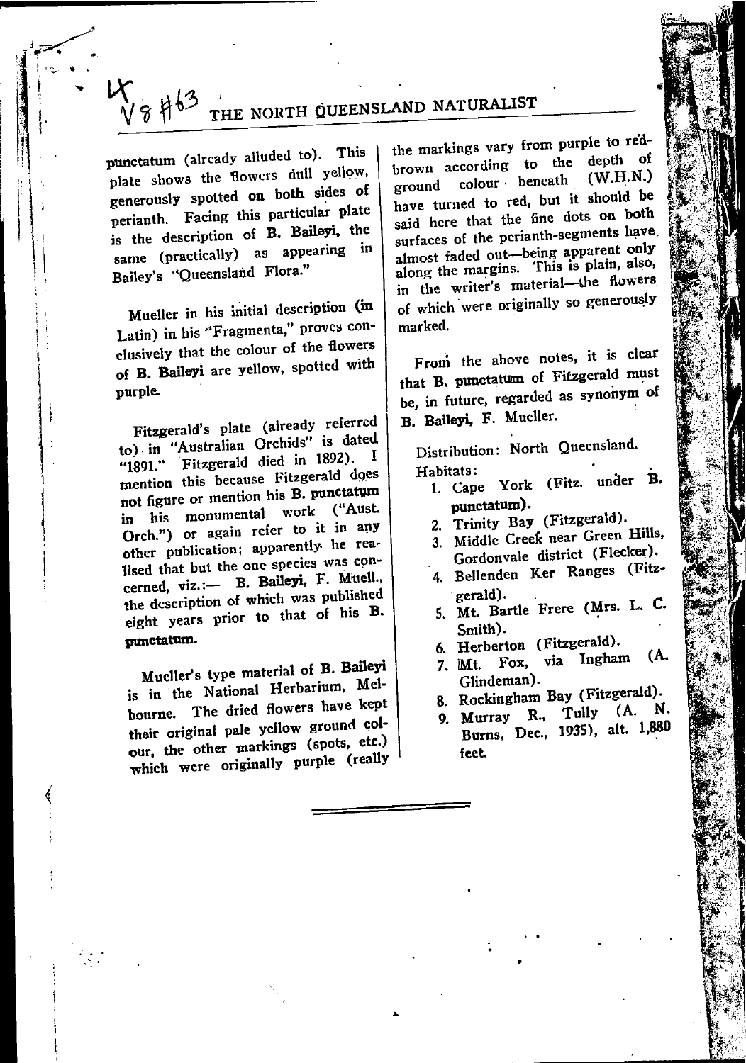punctatum (already alluded to). This plate shows the flowers dull yellow, generously spotted on both sides of perianth. Facing this particular plate is the description of **B. Baileyi**, the same (practically) as appearing in Bailey's "Queensland Flora."

Mueller in his initial description (in Latin) in his "Fragmenta," proves conclusively that the colour of the flowers of **B. Baileyi** are yellow, spotted with purple.

Fitzgerald's plate (already referred to) in "Australian Orchids" is dated "1891." Fitzgerald died in 1892). I mention this because Fitzgerald does not figure or mention his **B. punctatum** in his monumental work ("Aust. Orch.") or again refer to it in any other publication; apparently he realised that but the one species was concerned, viz.:— **B. Baileyi**, F. Muell., the description of which was published eight years prior to that of his **B. punctatum**.

Mueller's type material of **B. Baileyi** is in the National Herbarium, Melbourne. The dried flowers have kept their original pale yellow ground colour, the other markings (spots, etc.) which were originally purple (really the markings vary from purple to red-brown according to the depth of ground colour beneath (W.H.N.) have turned to red, but it should be said here that the fine dots on both surfaces of the perianth-segments have almost faded out—being apparent only along the margins. This is plain, also, in the writer's material—the flowers of which were originally so generously marked.

From the above notes, it is clear that **B. punctatum** of Fitzgerald must be, in future, regarded as synonym of **B. Baileyi**, F. Mueller.

Distribution: North Queensland.

Habitats:

1. Cape York (Fitz. under **B. punctatum**).
2. Trinity Bay (Fitzgerald).
3. Middle Creek near Green Hills, Gordonvale district (Flecker).
4. Bellenden Ker Ranges (Fitzgerald).
5. Mt. Bartle Frere (Mrs. L. C. Smith).
6. Herberton (Fitzgerald).
7. Mt. Fox, via Ingham (A. Glindeman).
8. Rockingham Bay (Fitzgerald).
9. Murray R., Tully (A. N. Burns, Dec., 1935), alt. 1,880 feet.